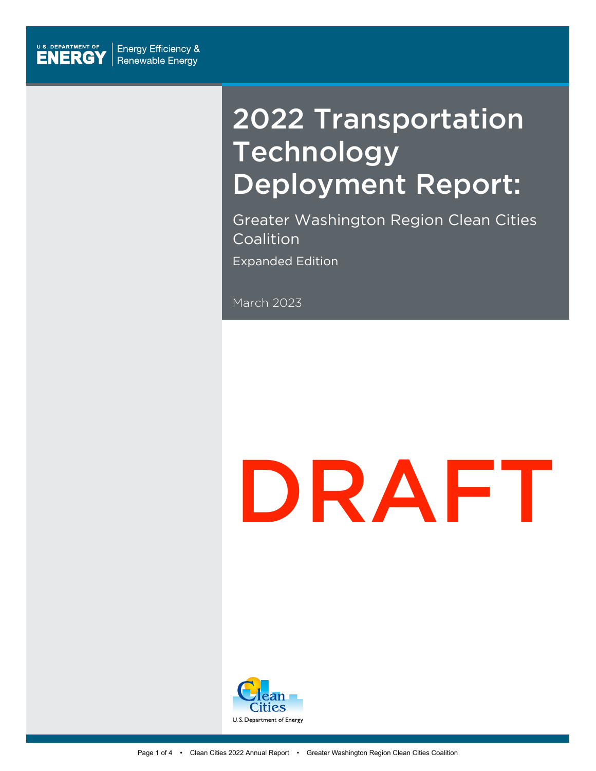U.S. DEPARTMENT OF ENERGY | Energy Efficiency & Renewable Energy

# 2022 Transportation Technology Deployment Report:

## Greater Washington Region Clean Cities Coalition

Expanded Edition

March 2023

DRAFT

Clean Cities
U.S. Department of Energy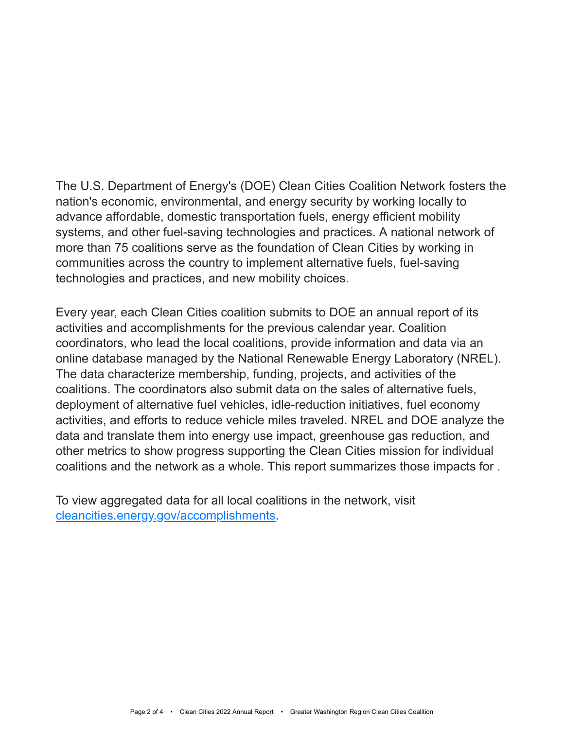The U.S. Department of Energy's (DOE) Clean Cities Coalition Network fosters the nation's economic, environmental, and energy security by working locally to advance affordable, domestic transportation fuels, energy efficient mobility systems, and other fuel-saving technologies and practices. A national network of more than 75 coalitions serve as the foundation of Clean Cities by working in communities across the country to implement alternative fuels, fuel-saving technologies and practices, and new mobility choices.

Every year, each Clean Cities coalition submits to DOE an annual report of its activities and accomplishments for the previous calendar year. Coalition coordinators, who lead the local coalitions, provide information and data via an online database managed by the National Renewable Energy Laboratory (NREL). The data characterize membership, funding, projects, and activities of the coalitions. The coordinators also submit data on the sales of alternative fuels, deployment of alternative fuel vehicles, idle-reduction initiatives, fuel economy activities, and efforts to reduce vehicle miles traveled. NREL and DOE analyze the data and translate them into energy use impact, greenhouse gas reduction, and other metrics to show progress supporting the Clean Cities mission for individual coalitions and the network as a whole. This report summarizes those impacts for .

To view aggregated data for all local coalitions in the network, visit [cleancities.energy.gov/accomplishments](https://cleancities.energy.gov/accomplishments).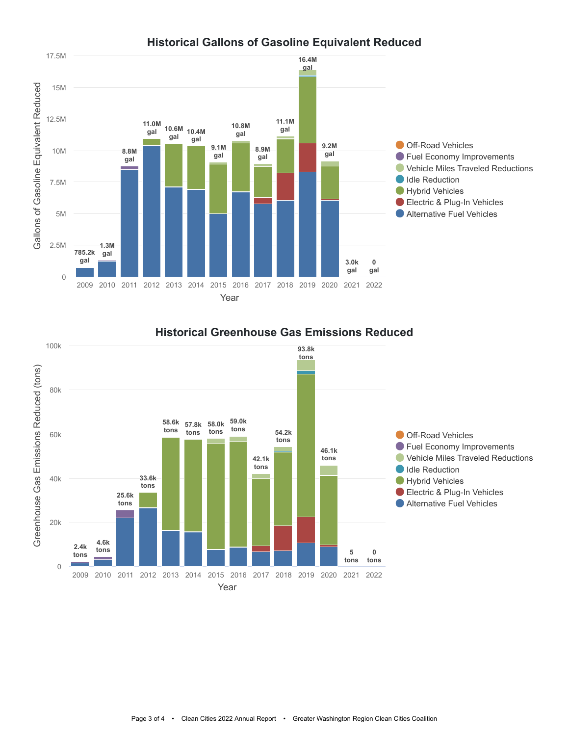## Historical Gallons of Gasoline Equivalent Reduced

Gallons of Gasoline Equivalent Reduced

17.5M
15M
12.5M
10M
7.5M
5M
2.5M
0

785.2k gal
1.3M gal
8.8M gal
11.0M gal
10.6M gal
10.4M gal
9.1M gal
10.8M gal
8.9M gal
11.1M gal
16.4M gal
9.2M gal
3.0k gal
0 gal

2009 2010 2011 2012 2013 2014 2015 2016 2017 2018 2019 2020 2021 2022

Year

- Off-Road Vehicles
- Fuel Economy Improvements
- Vehicle Miles Traveled Reductions
- Idle Reduction
- Hybrid Vehicles
- Electric & Plug-In Vehicles
- Alternative Fuel Vehicles

## Historical Greenhouse Gas Emissions Reduced

Greenhouse Gas Emissions Reduced (tons)

100k
80k
60k
40k
20k
0

2.4k tons
4.6k tons
25.6k tons
33.6k tons
58.6k tons
57.8k tons
58.0k tons
59.0k tons
42.1k tons
54.2k tons
93.8k tons
46.1k tons
5 tons
0 tons

2009 2010 2011 2012 2013 2014 2015 2016 2017 2018 2019 2020 2021 2022

Year

- Off-Road Vehicles
- Fuel Economy Improvements
- Vehicle Miles Traveled Reductions
- Idle Reduction
- Hybrid Vehicles
- Electric & Plug-In Vehicles
- Alternative Fuel Vehicles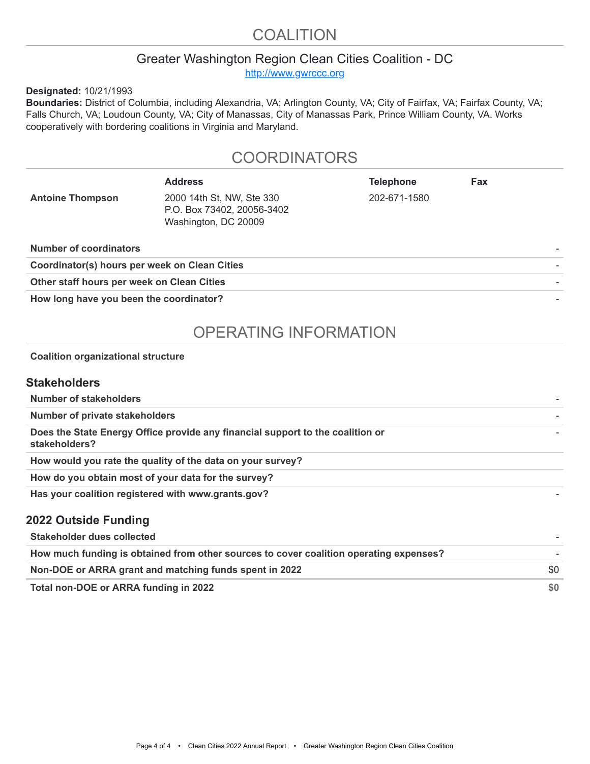# COALITION

## Greater Washington Region Clean Cities Coalition - DC

http://www.gwrccc.org

**Designated:** 10/21/1993

**Boundaries:** District of Columbia, including Alexandria, VA; Arlington County, VA; City of Fairfax, VA; Fairfax County, VA; Falls Church, VA; Loudoun County, VA; City of Manassas, City of Manassas Park, Prince William County, VA. Works cooperatively with bordering coalitions in Virginia and Maryland.

# COORDINATORS

| | Address | Telephone | Fax |
|---|---|---|---|
| **Antoine Thompson** | 2000 14th St, NW, Ste 330<br>P.O. Box 73402, 20056-3402<br>Washington, DC 20009 | 202-671-1580 | |

| | |
|---|---|
| **Number of coordinators** | - |
| **Coordinator(s) hours per week on Clean Cities** | - |
| **Other staff hours per week on Clean Cities** | - |
| **How long have you been the coordinator?** | - |

# OPERATING INFORMATION

**Coalition organizational structure**

## Stakeholders

| | |
|---|---|
| **Number of stakeholders** | - |
| **Number of private stakeholders** | - |
| **Does the State Energy Office provide any financial support to the coalition or stakeholders?** | - |
| **How would you rate the quality of the data on your survey?** | |
| **How do you obtain most of your data for the survey?** | |
| **Has your coalition registered with www.grants.gov?** | - |

## 2022 Outside Funding

| | |
|---|---|
| **Stakeholder dues collected** | - |
| **How much funding is obtained from other sources to cover coalition operating expenses?** | - |
| **Non-DOE or ARRA grant and matching funds spent in 2022** | $0 |
| **Total non-DOE or ARRA funding in 2022** | **$0** |